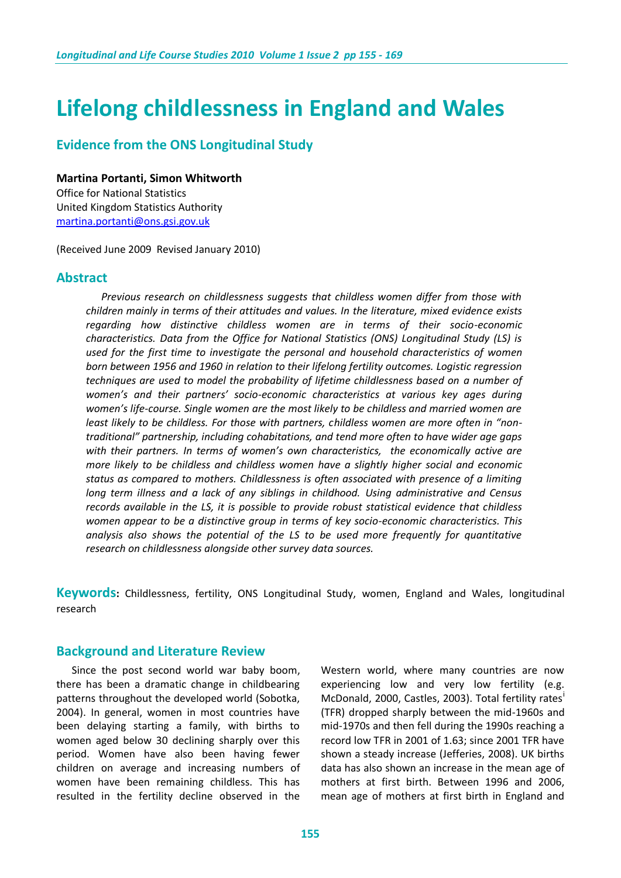# Lifelong childlessness in England and Wales

## Evidence from the ONS Longitudinal Study

**Martina Portanti, Simon Whitworth**
Office for National Statistics
United Kingdom Statistics Authority
martina.portanti@ons.gsi.gov.uk

(Received June 2009 Revised January 2010)

## Abstract

*Previous research on childlessness suggests that childless women differ from those with children mainly in terms of their attitudes and values. In the literature, mixed evidence exists regarding how distinctive childless women are in terms of their socio-economic characteristics. Data from the Office for National Statistics (ONS) Longitudinal Study (LS) is used for the first time to investigate the personal and household characteristics of women born between 1956 and 1960 in relation to their lifelong fertility outcomes. Logistic regression techniques are used to model the probability of lifetime childlessness based on a number of women's and their partners' socio-economic characteristics at various key ages during women's life-course. Single women are the most likely to be childless and married women are least likely to be childless. For those with partners, childless women are more often in "non-traditional" partnership, including cohabitations, and tend more often to have wider age gaps with their partners. In terms of women's own characteristics, the economically active are more likely to be childless and childless women have a slightly higher social and economic status as compared to mothers. Childlessness is often associated with presence of a limiting long term illness and a lack of any siblings in childhood. Using administrative and Census records available in the LS, it is possible to provide robust statistical evidence that childless women appear to be a distinctive group in terms of key socio-economic characteristics. This analysis also shows the potential of the LS to be used more frequently for quantitative research on childlessness alongside other survey data sources.*

**Keywords:** Childlessness, fertility, ONS Longitudinal Study, women, England and Wales, longitudinal research

## Background and Literature Review

Since the post second world war baby boom, there has been a dramatic change in childbearing patterns throughout the developed world (Sobotka, 2004). In general, women in most countries have been delaying starting a family, with births to women aged below 30 declining sharply over this period. Women have also been having fewer children on average and increasing numbers of women have been remaining childless. This has resulted in the fertility decline observed in the Western world, where many countries are now experiencing low and very low fertility (e.g. McDonald, 2000, Castles, 2003). Total fertility rates[i] (TFR) dropped sharply between the mid-1960s and mid-1970s and then fell during the 1990s reaching a record low TFR in 2001 of 1.63; since 2001 TFR have shown a steady increase (Jefferies, 2008). UK births data has also shown an increase in the mean age of mothers at first birth. Between 1996 and 2006, mean age of mothers at first birth in England and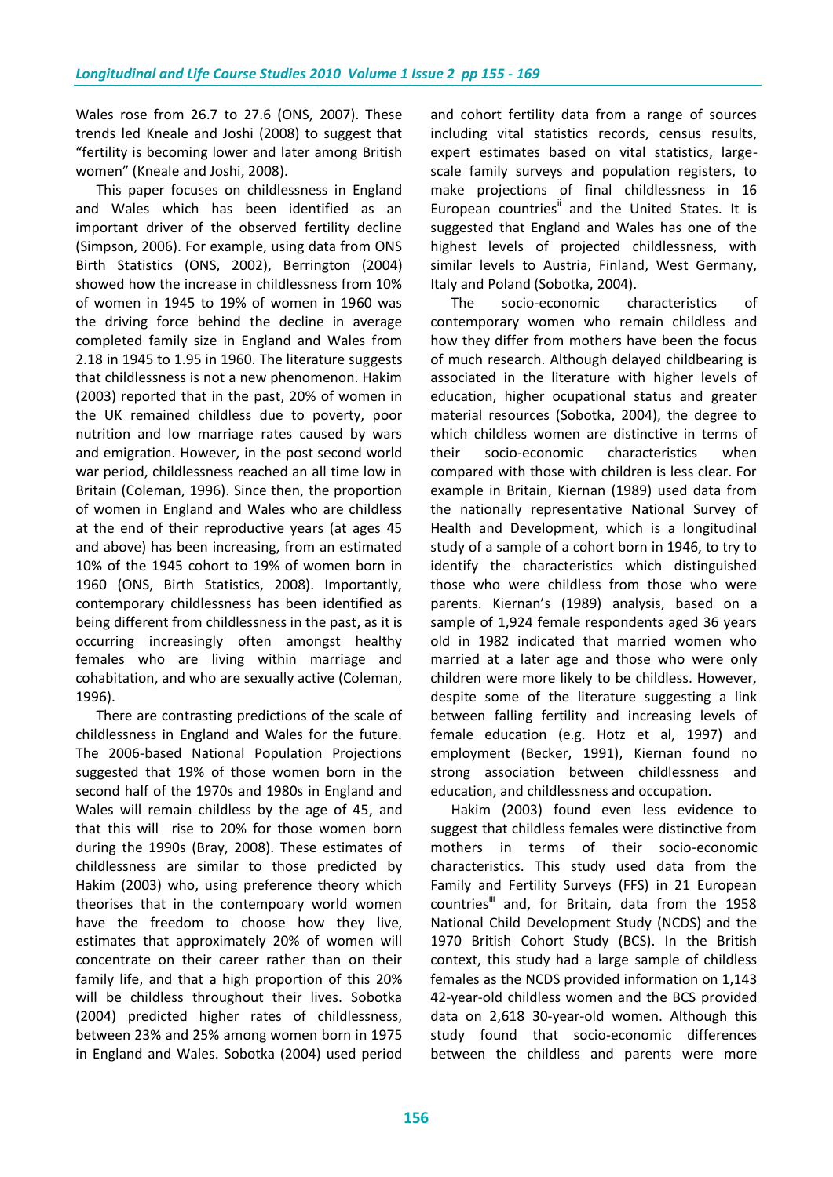Wales rose from 26.7 to 27.6 (ONS, 2007). These trends led Kneale and Joshi (2008) to suggest that "fertility is becoming lower and later among British women" (Kneale and Joshi, 2008).

This paper focuses on childlessness in England and Wales which has been identified as an important driver of the observed fertility decline (Simpson, 2006). For example, using data from ONS Birth Statistics (ONS, 2002), Berrington (2004) showed how the increase in childlessness from 10% of women in 1945 to 19% of women in 1960 was the driving force behind the decline in average completed family size in England and Wales from 2.18 in 1945 to 1.95 in 1960. The literature suggests that childlessness is not a new phenomenon. Hakim (2003) reported that in the past, 20% of women in the UK remained childless due to poverty, poor nutrition and low marriage rates caused by wars and emigration. However, in the post second world war period, childlessness reached an all time low in Britain (Coleman, 1996). Since then, the proportion of women in England and Wales who are childless at the end of their reproductive years (at ages 45 and above) has been increasing, from an estimated 10% of the 1945 cohort to 19% of women born in 1960 (ONS, Birth Statistics, 2008). Importantly, contemporary childlessness has been identified as being different from childlessness in the past, as it is occurring increasingly often amongst healthy females who are living within marriage and cohabitation, and who are sexually active (Coleman, 1996).

There are contrasting predictions of the scale of childlessness in England and Wales for the future. The 2006-based National Population Projections suggested that 19% of those women born in the second half of the 1970s and 1980s in England and Wales will remain childless by the age of 45, and that this will rise to 20% for those women born during the 1990s (Bray, 2008). These estimates of childlessness are similar to those predicted by Hakim (2003) who, using preference theory which theorises that in the contempoary world women have the freedom to choose how they live, estimates that approximately 20% of women will concentrate on their career rather than on their family life, and that a high proportion of this 20% will be childless throughout their lives. Sobotka (2004) predicted higher rates of childlessness, between 23% and 25% among women born in 1975 in England and Wales. Sobotka (2004) used period and cohort fertility data from a range of sources including vital statistics records, census results, expert estimates based on vital statistics, large-scale family surveys and population registers, to make projections of final childlessness in 16 European countries[ii] and the United States. It is suggested that England and Wales has one of the highest levels of projected childlessness, with similar levels to Austria, Finland, West Germany, Italy and Poland (Sobotka, 2004).

The socio-economic characteristics of contemporary women who remain childless and how they differ from mothers have been the focus of much research. Although delayed childbearing is associated in the literature with higher levels of education, higher ocupational status and greater material resources (Sobotka, 2004), the degree to which childless women are distinctive in terms of their socio-economic characteristics when compared with those with children is less clear. For example in Britain, Kiernan (1989) used data from the nationally representative National Survey of Health and Development, which is a longitudinal study of a sample of a cohort born in 1946, to try to identify the characteristics which distinguished those who were childless from those who were parents. Kiernan's (1989) analysis, based on a sample of 1,924 female respondents aged 36 years old in 1982 indicated that married women who married at a later age and those who were only children were more likely to be childless. However, despite some of the literature suggesting a link between falling fertility and increasing levels of female education (e.g. Hotz et al, 1997) and employment (Becker, 1991), Kiernan found no strong association between childlessness and education, and childlessness and occupation.

Hakim (2003) found even less evidence to suggest that childless females were distinctive from mothers in terms of their socio-economic characteristics. This study used data from the Family and Fertility Surveys (FFS) in 21 European countries[iii] and, for Britain, data from the 1958 National Child Development Study (NCDS) and the 1970 British Cohort Study (BCS). In the British context, this study had a large sample of childless females as the NCDS provided information on 1,143 42-year-old childless women and the BCS provided data on 2,618 30-year-old women. Although this study found that socio-economic differences between the childless and parents were more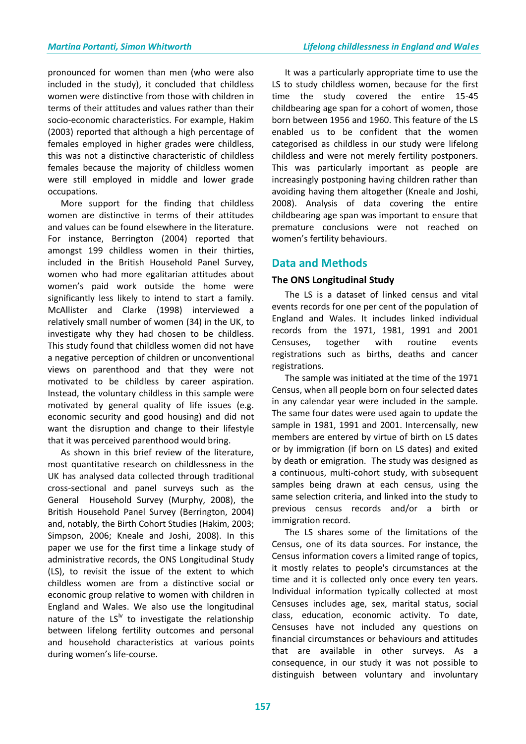pronounced for women than men (who were also included in the study), it concluded that childless women were distinctive from those with children in terms of their attitudes and values rather than their socio-economic characteristics. For example, Hakim (2003) reported that although a high percentage of females employed in higher grades were childless, this was not a distinctive characteristic of childless females because the majority of childless women were still employed in middle and lower grade occupations.

More support for the finding that childless women are distinctive in terms of their attitudes and values can be found elsewhere in the literature. For instance, Berrington (2004) reported that amongst 199 childless women in their thirties, included in the British Household Panel Survey, women who had more egalitarian attitudes about women's paid work outside the home were significantly less likely to intend to start a family. McAllister and Clarke (1998) interviewed a relatively small number of women (34) in the UK, to investigate why they had chosen to be childless. This study found that childless women did not have a negative perception of children or unconventional views on parenthood and that they were not motivated to be childless by career aspiration. Instead, the voluntary childless in this sample were motivated by general quality of life issues (e.g. economic security and good housing) and did not want the disruption and change to their lifestyle that it was perceived parenthood would bring.

As shown in this brief review of the literature, most quantitative research on childlessness in the UK has analysed data collected through traditional cross-sectional and panel surveys such as the General Household Survey (Murphy, 2008), the British Household Panel Survey (Berrington, 2004) and, notably, the Birth Cohort Studies (Hakim, 2003; Simpson, 2006; Kneale and Joshi, 2008). In this paper we use for the first time a linkage study of administrative records, the ONS Longitudinal Study (LS), to revisit the issue of the extent to which childless women are from a distinctive social or economic group relative to women with children in England and Wales. We also use the longitudinal nature of the LS[iv] to investigate the relationship between lifelong fertility outcomes and personal and household characteristics at various points during women's life-course.

It was a particularly appropriate time to use the LS to study childless women, because for the first time the study covered the entire 15-45 childbearing age span for a cohort of women, those born between 1956 and 1960. This feature of the LS enabled us to be confident that the women categorised as childless in our study were lifelong childless and were not merely fertility postponers. This was particularly important as people are increasingly postponing having children rather than avoiding having them altogether (Kneale and Joshi, 2008). Analysis of data covering the entire childbearing age span was important to ensure that premature conclusions were not reached on women's fertility behaviours.

## Data and Methods

### The ONS Longitudinal Study

The LS is a dataset of linked census and vital events records for one per cent of the population of England and Wales. It includes linked individual records from the 1971, 1981, 1991 and 2001 Censuses, together with routine events registrations such as births, deaths and cancer registrations.

The sample was initiated at the time of the 1971 Census, when all people born on four selected dates in any calendar year were included in the sample. The same four dates were used again to update the sample in 1981, 1991 and 2001. Intercensally, new members are entered by virtue of birth on LS dates or by immigration (if born on LS dates) and exited by death or emigration. The study was designed as a continuous, multi-cohort study, with subsequent samples being drawn at each census, using the same selection criteria, and linked into the study to previous census records and/or a birth or immigration record.

The LS shares some of the limitations of the Census, one of its data sources. For instance, the Census information covers a limited range of topics, it mostly relates to people's circumstances at the time and it is collected only once every ten years. Individual information typically collected at most Censuses includes age, sex, marital status, social class, education, economic activity. To date, Censuses have not included any questions on financial circumstances or behaviours and attitudes that are available in other surveys. As a consequence, in our study it was not possible to distinguish between voluntary and involuntary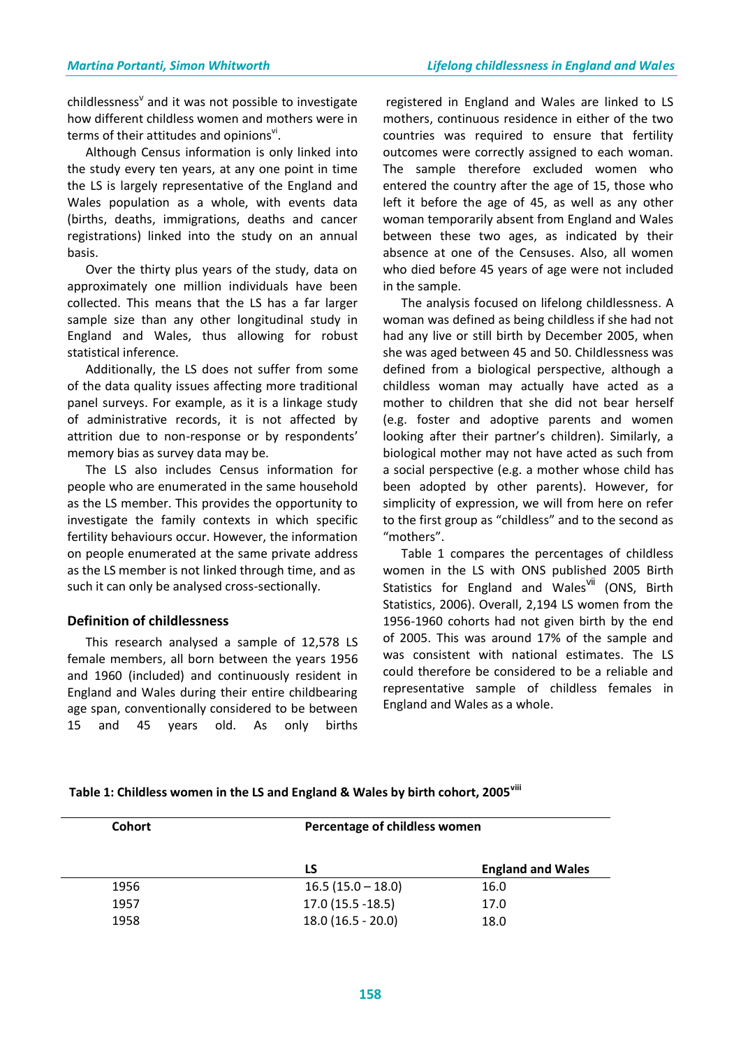childlessness[v] and it was not possible to investigate how different childless women and mothers were in terms of their attitudes and opinions[vi].

Although Census information is only linked into the study every ten years, at any one point in time the LS is largely representative of the England and Wales population as a whole, with events data (births, deaths, immigrations, deaths and cancer registrations) linked into the study on an annual basis.

Over the thirty plus years of the study, data on approximately one million individuals have been collected. This means that the LS has a far larger sample size than any other longitudinal study in England and Wales, thus allowing for robust statistical inference.

Additionally, the LS does not suffer from some of the data quality issues affecting more traditional panel surveys. For example, as it is a linkage study of administrative records, it is not affected by attrition due to non-response or by respondents' memory bias as survey data may be.

The LS also includes Census information for people who are enumerated in the same household as the LS member. This provides the opportunity to investigate the family contexts in which specific fertility behaviours occur. However, the information on people enumerated at the same private address as the LS member is not linked through time, and as such it can only be analysed cross-sectionally.

## Definition of childlessness

This research analysed a sample of 12,578 LS female members, all born between the years 1956 and 1960 (included) and continuously resident in England and Wales during their entire childbearing age span, conventionally considered to be between 15 and 45 years old. As only births registered in England and Wales are linked to LS mothers, continuous residence in either of the two countries was required to ensure that fertility outcomes were correctly assigned to each woman. The sample therefore excluded women who entered the country after the age of 15, those who left it before the age of 45, as well as any other woman temporarily absent from England and Wales between these two ages, as indicated by their absence at one of the Censuses. Also, all women who died before 45 years of age were not included in the sample.

The analysis focused on lifelong childlessness. A woman was defined as being childless if she had not had any live or still birth by December 2005, when she was aged between 45 and 50. Childlessness was defined from a biological perspective, although a childless woman may actually have acted as a mother to children that she did not bear herself (e.g. foster and adoptive parents and women looking after their partner's children). Similarly, a biological mother may not have acted as such from a social perspective (e.g. a mother whose child has been adopted by other parents). However, for simplicity of expression, we will from here on refer to the first group as "childless" and to the second as "mothers".

Table 1 compares the percentages of childless women in the LS with ONS published 2005 Birth Statistics for England and Wales[vii] (ONS, Birth Statistics, 2006). Overall, 2,194 LS women from the 1956-1960 cohorts had not given birth by the end of 2005. This was around 17% of the sample and was consistent with national estimates. The LS could therefore be considered to be a reliable and representative sample of childless females in England and Wales as a whole.

**Table 1: Childless women in the LS and England & Wales by birth cohort, 2005[viii]**

| Cohort | Percentage of childless women | |
|---|---|---|
| | LS | England and Wales |
| 1956 | 16.5 (15.0 – 18.0) | 16.0 |
| 1957 | 17.0 (15.5 -18.5) | 17.0 |
| 1958 | 18.0 (16.5 - 20.0) | 18.0 |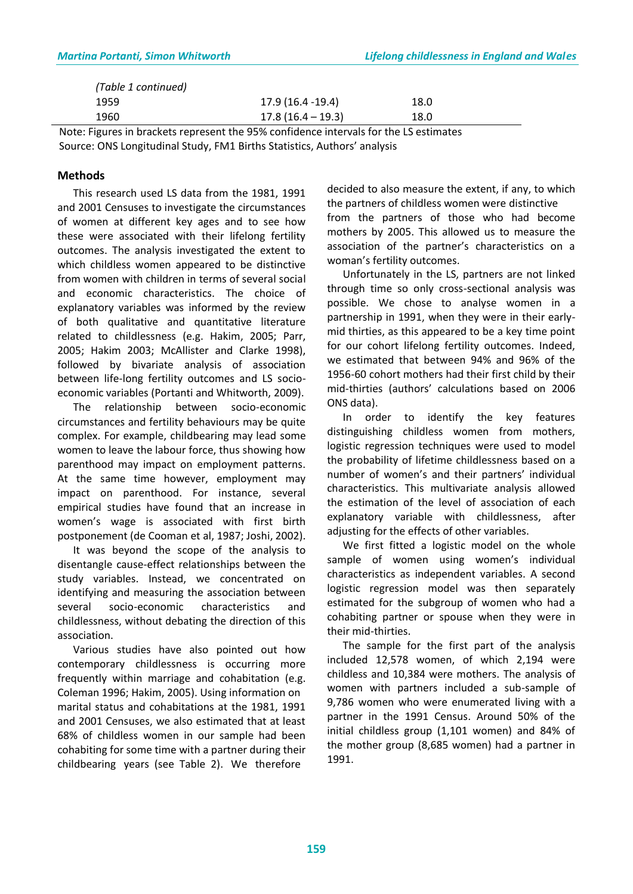| (Table 1 continued) | | |
|---|---|---|
| 1959 | 17.9 (16.4 -19.4) | 18.0 |
| 1960 | 17.8 (16.4 – 19.3) | 18.0 |

Note: Figures in brackets represent the 95% confidence intervals for the LS estimates
Source: ONS Longitudinal Study, FM1 Births Statistics, Authors' analysis

## Methods

This research used LS data from the 1981, 1991 and 2001 Censuses to investigate the circumstances of women at different key ages and to see how these were associated with their lifelong fertility outcomes. The analysis investigated the extent to which childless women appeared to be distinctive from women with children in terms of several social and economic characteristics. The choice of explanatory variables was informed by the review of both qualitative and quantitative literature related to childlessness (e.g. Hakim, 2005; Parr, 2005; Hakim 2003; McAllister and Clarke 1998), followed by bivariate analysis of association between life-long fertility outcomes and LS socio-economic variables (Portanti and Whitworth, 2009).

The relationship between socio-economic circumstances and fertility behaviours may be quite complex. For example, childbearing may lead some women to leave the labour force, thus showing how parenthood may impact on employment patterns. At the same time however, employment may impact on parenthood. For instance, several empirical studies have found that an increase in women's wage is associated with first birth postponement (de Cooman et al, 1987; Joshi, 2002).

It was beyond the scope of the analysis to disentangle cause-effect relationships between the study variables. Instead, we concentrated on identifying and measuring the association between several socio-economic characteristics and childlessness, without debating the direction of this association.

Various studies have also pointed out how contemporary childlessness is occurring more frequently within marriage and cohabitation (e.g. Coleman 1996; Hakim, 2005). Using information on marital status and cohabitations at the 1981, 1991 and 2001 Censuses, we also estimated that at least 68% of childless women in our sample had been cohabiting for some time with a partner during their childbearing years (see Table 2). We therefore decided to also measure the extent, if any, to which the partners of childless women were distinctive from the partners of those who had become mothers by 2005. This allowed us to measure the association of the partner's characteristics on a woman's fertility outcomes.

Unfortunately in the LS, partners are not linked through time so only cross-sectional analysis was possible. We chose to analyse women in a partnership in 1991, when they were in their early-mid thirties, as this appeared to be a key time point for our cohort lifelong fertility outcomes. Indeed, we estimated that between 94% and 96% of the 1956-60 cohort mothers had their first child by their mid-thirties (authors' calculations based on 2006 ONS data).

In order to identify the key features distinguishing childless women from mothers, logistic regression techniques were used to model the probability of lifetime childlessness based on a number of women's and their partners' individual characteristics. This multivariate analysis allowed the estimation of the level of association of each explanatory variable with childlessness, after adjusting for the effects of other variables.

We first fitted a logistic model on the whole sample of women using women's individual characteristics as independent variables. A second logistic regression model was then separately estimated for the subgroup of women who had a cohabiting partner or spouse when they were in their mid-thirties.

The sample for the first part of the analysis included 12,578 women, of which 2,194 were childless and 10,384 were mothers. The analysis of women with partners included a sub-sample of 9,786 women who were enumerated living with a partner in the 1991 Census. Around 50% of the initial childless group (1,101 women) and 84% of the mother group (8,685 women) had a partner in 1991.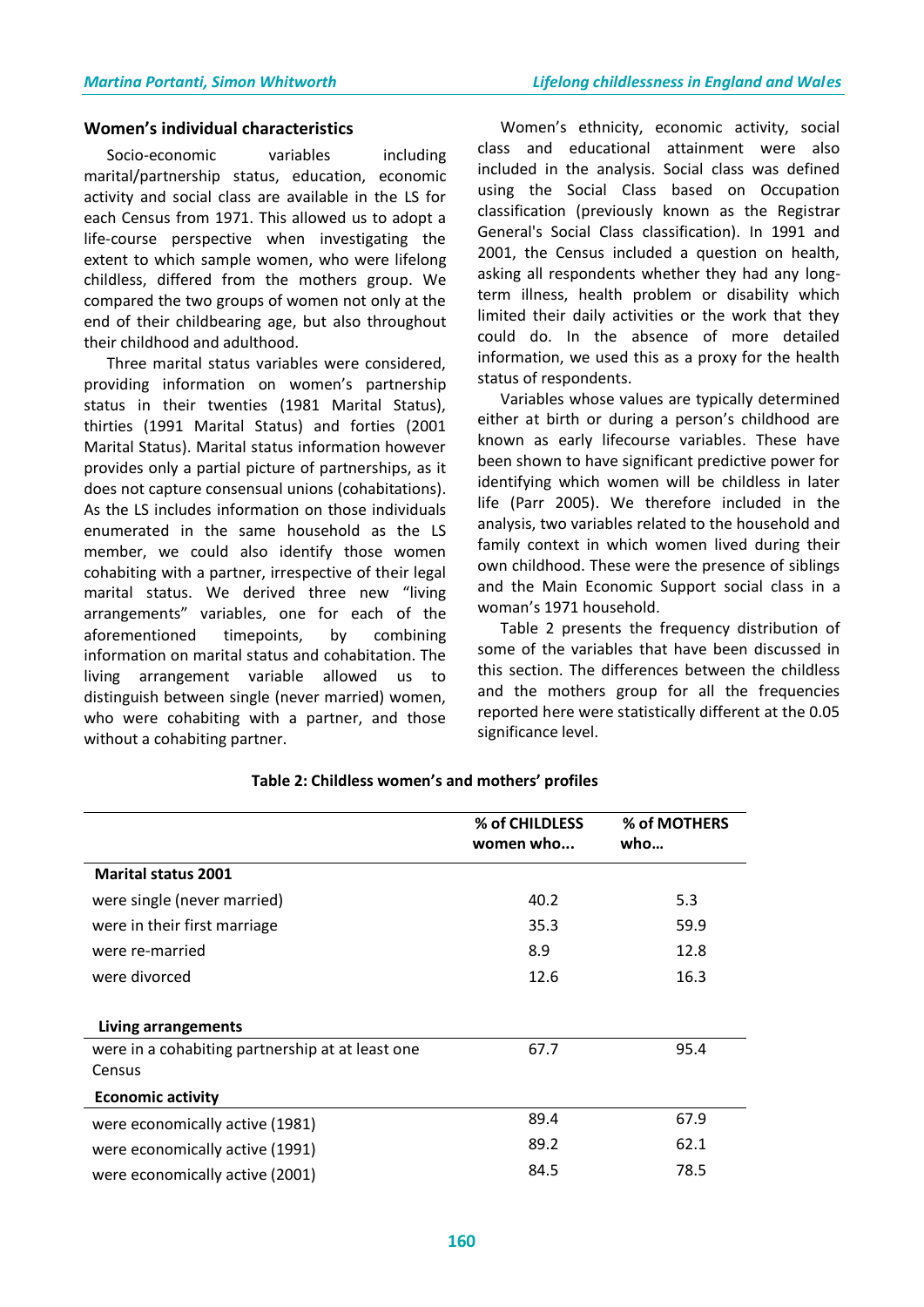### Women's individual characteristics

Socio-economic variables including marital/partnership status, education, economic activity and social class are available in the LS for each Census from 1971. This allowed us to adopt a life-course perspective when investigating the extent to which sample women, who were lifelong childless, differed from the mothers group. We compared the two groups of women not only at the end of their childbearing age, but also throughout their childhood and adulthood.

Three marital status variables were considered, providing information on women's partnership status in their twenties (1981 Marital Status), thirties (1991 Marital Status) and forties (2001 Marital Status). Marital status information however provides only a partial picture of partnerships, as it does not capture consensual unions (cohabitations). As the LS includes information on those individuals enumerated in the same household as the LS member, we could also identify those women cohabiting with a partner, irrespective of their legal marital status. We derived three new "living arrangements" variables, one for each of the aforementioned timepoints, by combining information on marital status and cohabitation. The living arrangement variable allowed us to distinguish between single (never married) women, who were cohabiting with a partner, and those without a cohabiting partner.

Women's ethnicity, economic activity, social class and educational attainment were also included in the analysis. Social class was defined using the Social Class based on Occupation classification (previously known as the Registrar General's Social Class classification). In 1991 and 2001, the Census included a question on health, asking all respondents whether they had any long-term illness, health problem or disability which limited their daily activities or the work that they could do. In the absence of more detailed information, we used this as a proxy for the health status of respondents.

Variables whose values are typically determined either at birth or during a person's childhood are known as early lifecourse variables. These have been shown to have significant predictive power for identifying which women will be childless in later life (Parr 2005). We therefore included in the analysis, two variables related to the household and family context in which women lived during their own childhood. These were the presence of siblings and the Main Economic Support social class in a woman's 1971 household.

Table 2 presents the frequency distribution of some of the variables that have been discussed in this section. The differences between the childless and the mothers group for all the frequencies reported here were statistically different at the 0.05 significance level.

**Table 2: Childless women's and mothers' profiles**

| | % of CHILDLESS women who... | % of MOTHERS who… |
|---|---|---|
| **Marital status 2001** | | |
| were single (never married) | 40.2 | 5.3 |
| were in their first marriage | 35.3 | 59.9 |
| were re-married | 8.9 | 12.8 |
| were divorced | 12.6 | 16.3 |
| **Living arrangements** | | |
| were in a cohabiting partnership at at least one Census | 67.7 | 95.4 |
| **Economic activity** | | |
| were economically active (1981) | 89.4 | 67.9 |
| were economically active (1991) | 89.2 | 62.1 |
| were economically active (2001) | 84.5 | 78.5 |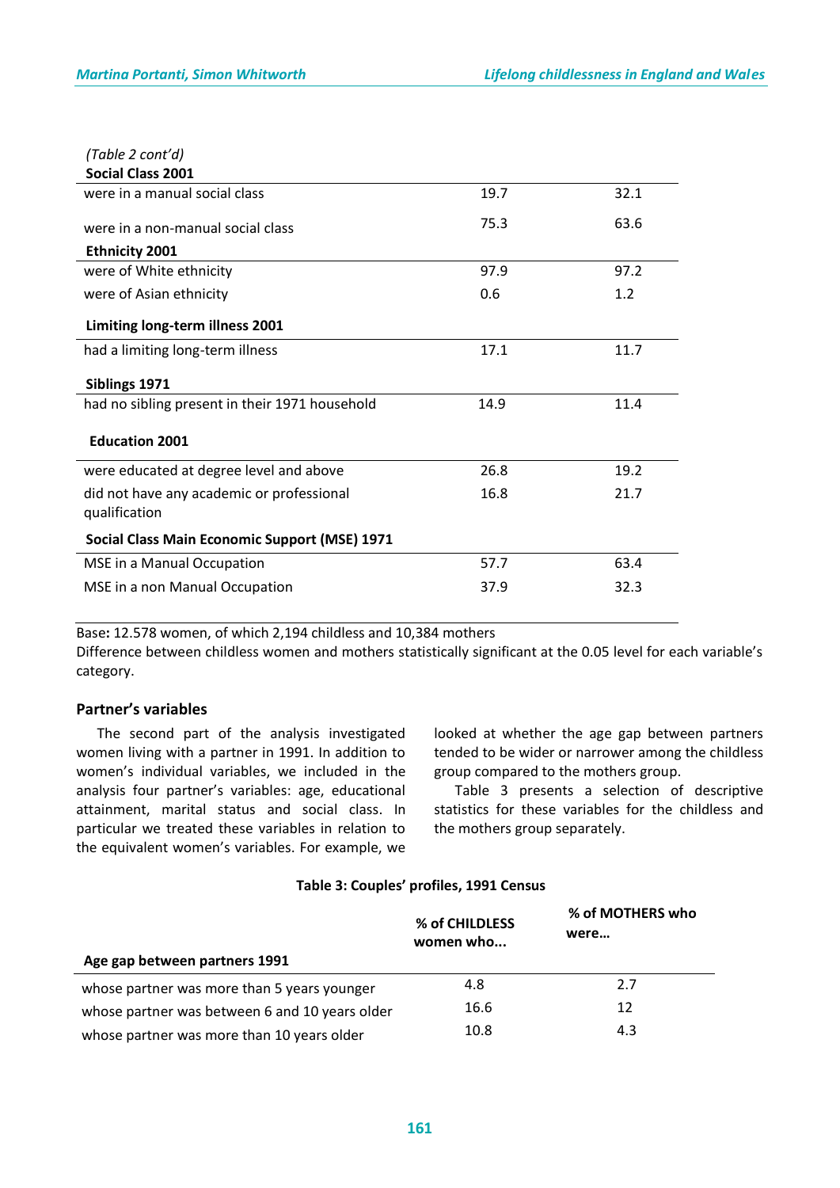*(Table 2 cont'd)*

| | | |
|---|---|---|
| **Social Class 2001** | | |
| were in a manual social class | 19.7 | 32.1 |
| were in a non-manual social class | 75.3 | 63.6 |
| **Ethnicity 2001** | | |
| were of White ethnicity | 97.9 | 97.2 |
| were of Asian ethnicity | 0.6 | 1.2 |
| **Limiting long-term illness 2001** | | |
| had a limiting long-term illness | 17.1 | 11.7 |
| **Siblings 1971** | | |
| had no sibling present in their 1971 household | 14.9 | 11.4 |
| **Education 2001** | | |
| were educated at degree level and above | 26.8 | 19.2 |
| did not have any academic or professional qualification | 16.8 | 21.7 |
| **Social Class Main Economic Support (MSE) 1971** | | |
| MSE in a Manual Occupation | 57.7 | 63.4 |
| MSE in a non Manual Occupation | 37.9 | 32.3 |

Base**:** 12.578 women, of which 2,194 childless and 10,384 mothers
Difference between childless women and mothers statistically significant at the 0.05 level for each variable's category.

### Partner's variables

The second part of the analysis investigated women living with a partner in 1991. In addition to women's individual variables, we included in the analysis four partner's variables: age, educational attainment, marital status and social class. In particular we treated these variables in relation to the equivalent women's variables. For example, we looked at whether the age gap between partners tended to be wider or narrower among the childless group compared to the mothers group.

Table 3 presents a selection of descriptive statistics for these variables for the childless and the mothers group separately.

**Table 3: Couples' profiles, 1991 Census**

| | % of CHILDLESS women who... | % of MOTHERS who were… |
|---|---|---|
| **Age gap between partners 1991** | | |
| whose partner was more than 5 years younger | 4.8 | 2.7 |
| whose partner was between 6 and 10 years older | 16.6 | 12 |
| whose partner was more than 10 years older | 10.8 | 4.3 |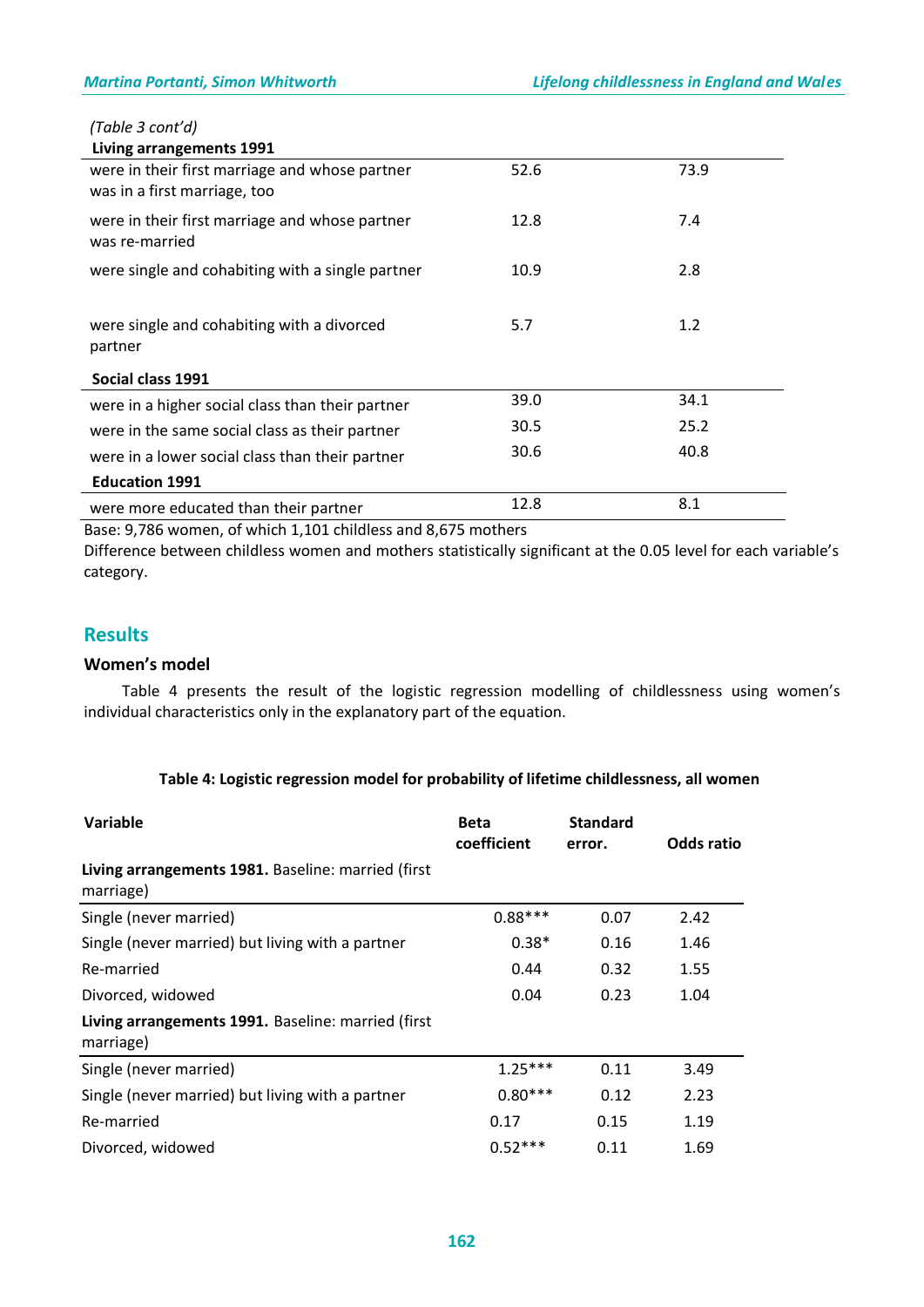*(Table 3 cont'd)*

| **Living arrangements 1991** | | |
|---|---|---|
| were in their first marriage and whose partner was in a first marriage, too | 52.6 | 73.9 |
| were in their first marriage and whose partner was re-married | 12.8 | 7.4 |
| were single and cohabiting with a single partner | 10.9 | 2.8 |
| were single and cohabiting with a divorced partner | 5.7 | 1.2 |
| **Social class 1991** | | |
| were in a higher social class than their partner | 39.0 | 34.1 |
| were in the same social class as their partner | 30.5 | 25.2 |
| were in a lower social class than their partner | 30.6 | 40.8 |
| **Education 1991** | | |
| were more educated than their partner | 12.8 | 8.1 |

Base: 9,786 women, of which 1,101 childless and 8,675 mothers

Difference between childless women and mothers statistically significant at the 0.05 level for each variable's category.

## Results

### Women's model

Table 4 presents the result of the logistic regression modelling of childlessness using women's individual characteristics only in the explanatory part of the equation.

**Table 4: Logistic regression model for probability of lifetime childlessness, all women**

| Variable | Beta coefficient | Standard error. | Odds ratio |
|---|---|---|---|
| **Living arrangements 1981.** Baseline: married (first marriage) | | | |
| Single (never married) | 0.88*** | 0.07 | 2.42 |
| Single (never married) but living with a partner | 0.38* | 0.16 | 1.46 |
| Re-married | 0.44 | 0.32 | 1.55 |
| Divorced, widowed | 0.04 | 0.23 | 1.04 |
| **Living arrangements 1991.** Baseline: married (first marriage) | | | |
| Single (never married) | 1.25*** | 0.11 | 3.49 |
| Single (never married) but living with a partner | 0.80*** | 0.12 | 2.23 |
| Re-married | 0.17 | 0.15 | 1.19 |
| Divorced, widowed | 0.52*** | 0.11 | 1.69 |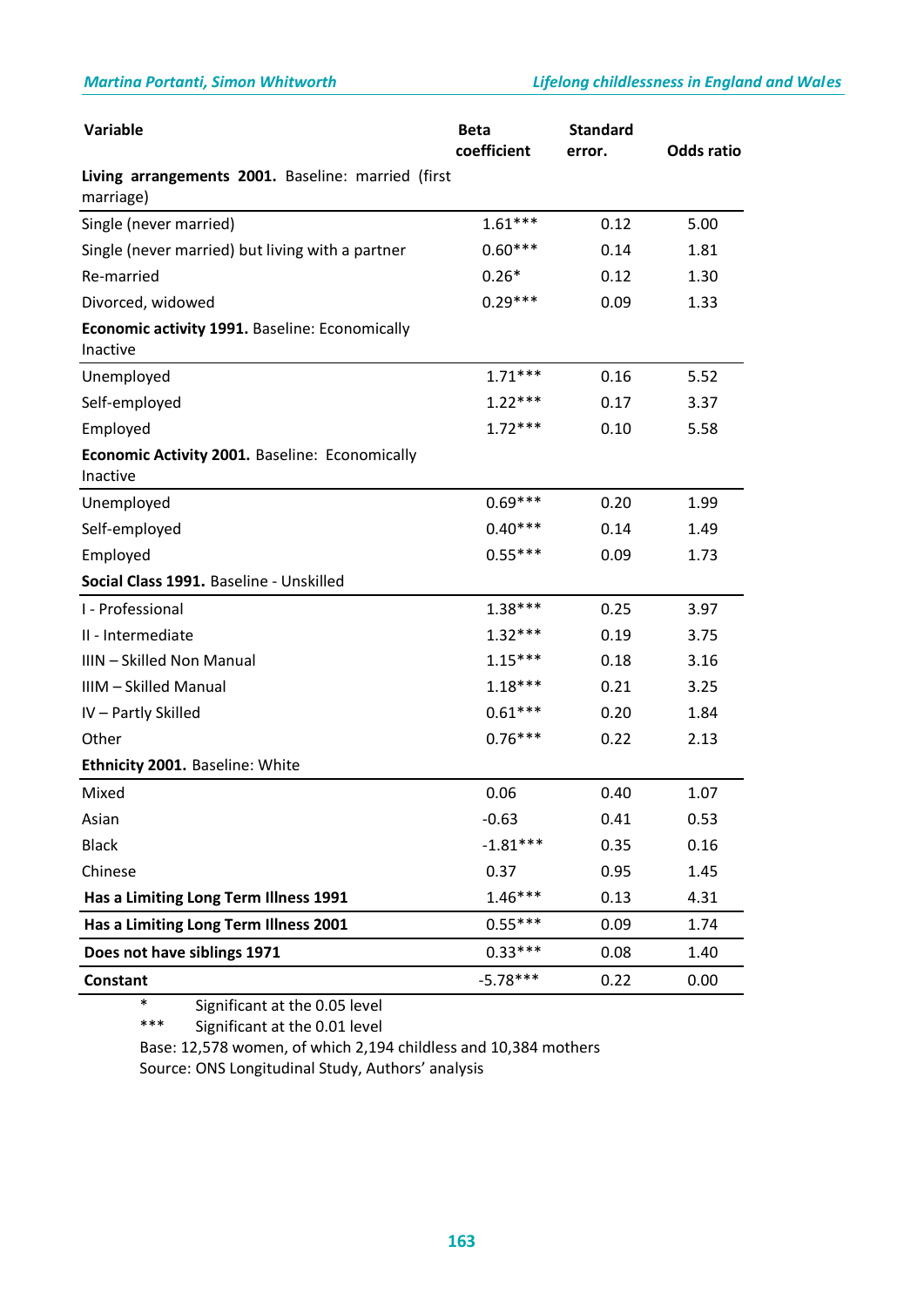| Variable | Beta coefficient | Standard error. | Odds ratio |
|---|---|---|---|
| **Living arrangements 2001.** Baseline: married (first marriage) | | | |
| Single (never married) | 1.61*** | 0.12 | 5.00 |
| Single (never married) but living with a partner | 0.60*** | 0.14 | 1.81 |
| Re-married | 0.26* | 0.12 | 1.30 |
| Divorced, widowed | 0.29*** | 0.09 | 1.33 |
| **Economic activity 1991.** Baseline: Economically Inactive | | | |
| Unemployed | 1.71*** | 0.16 | 5.52 |
| Self-employed | 1.22*** | 0.17 | 3.37 |
| Employed | 1.72*** | 0.10 | 5.58 |
| **Economic Activity 2001.** Baseline: Economically Inactive | | | |
| Unemployed | 0.69*** | 0.20 | 1.99 |
| Self-employed | 0.40*** | 0.14 | 1.49 |
| Employed | 0.55*** | 0.09 | 1.73 |
| **Social Class 1991.** Baseline - Unskilled | | | |
| I - Professional | 1.38*** | 0.25 | 3.97 |
| II - Intermediate | 1.32*** | 0.19 | 3.75 |
| IIIN – Skilled Non Manual | 1.15*** | 0.18 | 3.16 |
| IIIM – Skilled Manual | 1.18*** | 0.21 | 3.25 |
| IV – Partly Skilled | 0.61*** | 0.20 | 1.84 |
| Other | 0.76*** | 0.22 | 2.13 |
| **Ethnicity 2001.** Baseline: White | | | |
| Mixed | 0.06 | 0.40 | 1.07 |
| Asian | -0.63 | 0.41 | 0.53 |
| Black | -1.81*** | 0.35 | 0.16 |
| Chinese | 0.37 | 0.95 | 1.45 |
| **Has a Limiting Long Term Illness 1991** | 1.46*** | 0.13 | 4.31 |
| **Has a Limiting Long Term Illness 2001** | 0.55*** | 0.09 | 1.74 |
| **Does not have siblings 1971** | 0.33*** | 0.08 | 1.40 |
| **Constant** | -5.78*** | 0.22 | 0.00 |

\* Significant at the 0.05 level

\*\*\* Significant at the 0.01 level

Base: 12,578 women, of which 2,194 childless and 10,384 mothers

Source: ONS Longitudinal Study, Authors' analysis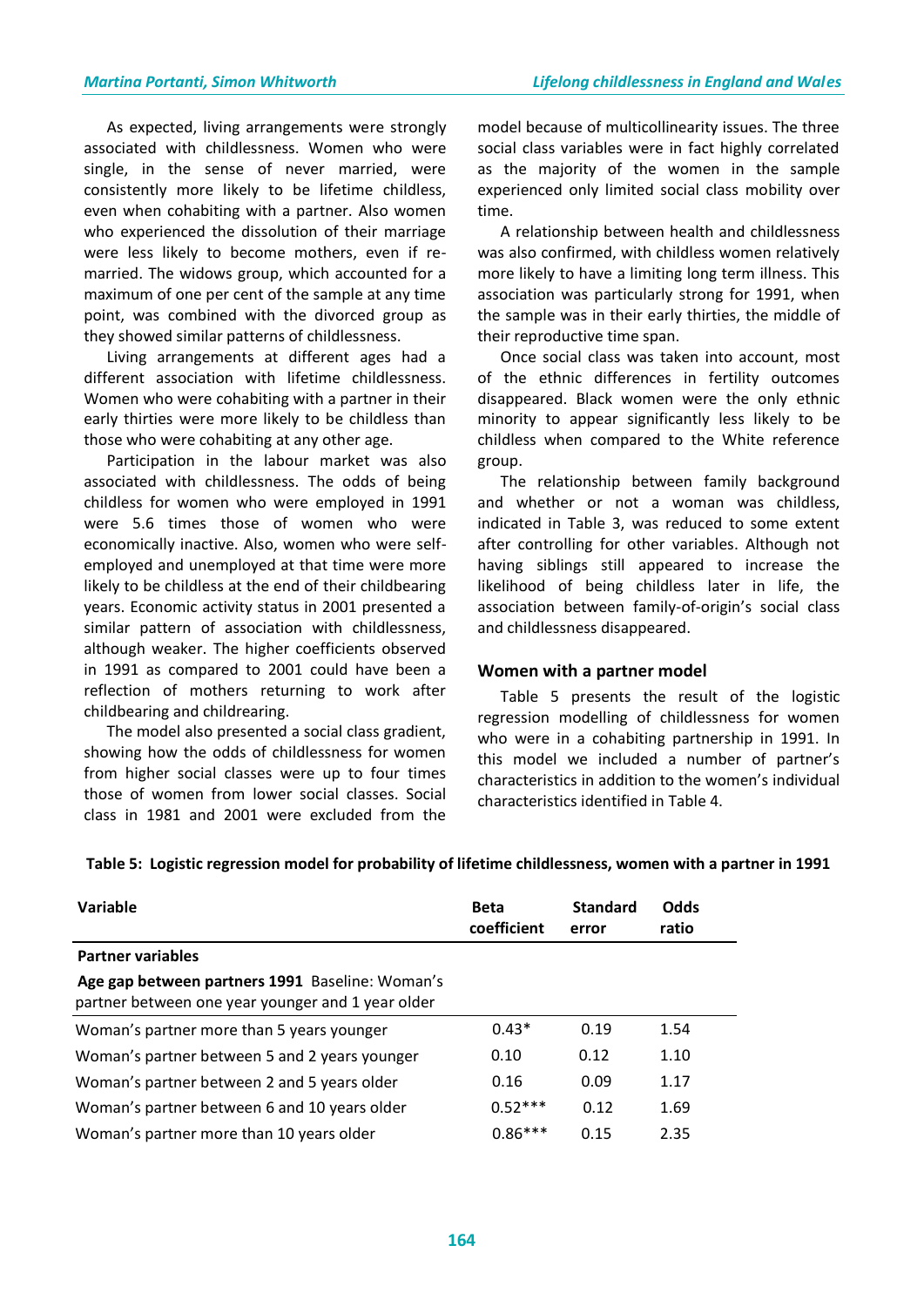As expected, living arrangements were strongly associated with childlessness. Women who were single, in the sense of never married, were consistently more likely to be lifetime childless, even when cohabiting with a partner. Also women who experienced the dissolution of their marriage were less likely to become mothers, even if re-married. The widows group, which accounted for a maximum of one per cent of the sample at any time point, was combined with the divorced group as they showed similar patterns of childlessness.

Living arrangements at different ages had a different association with lifetime childlessness. Women who were cohabiting with a partner in their early thirties were more likely to be childless than those who were cohabiting at any other age.

Participation in the labour market was also associated with childlessness. The odds of being childless for women who were employed in 1991 were 5.6 times those of women who were economically inactive. Also, women who were self-employed and unemployed at that time were more likely to be childless at the end of their childbearing years. Economic activity status in 2001 presented a similar pattern of association with childlessness, although weaker. The higher coefficients observed in 1991 as compared to 2001 could have been a reflection of mothers returning to work after childbearing and childrearing.

The model also presented a social class gradient, showing how the odds of childlessness for women from higher social classes were up to four times those of women from lower social classes. Social class in 1981 and 2001 were excluded from the model because of multicollinearity issues. The three social class variables were in fact highly correlated as the majority of the women in the sample experienced only limited social class mobility over time.

A relationship between health and childlessness was also confirmed, with childless women relatively more likely to have a limiting long term illness. This association was particularly strong for 1991, when the sample was in their early thirties, the middle of their reproductive time span.

Once social class was taken into account, most of the ethnic differences in fertility outcomes disappeared. Black women were the only ethnic minority to appear significantly less likely to be childless when compared to the White reference group.

The relationship between family background and whether or not a woman was childless, indicated in Table 3, was reduced to some extent after controlling for other variables. Although not having siblings still appeared to increase the likelihood of being childless later in life, the association between family-of-origin's social class and childlessness disappeared.

### Women with a partner model

Table 5 presents the result of the logistic regression modelling of childlessness for women who were in a cohabiting partnership in 1991. In this model we included a number of partner's characteristics in addition to the women's individual characteristics identified in Table 4.

**Table 5: Logistic regression model for probability of lifetime childlessness, women with a partner in 1991**

| Variable | Beta coefficient | Standard error | Odds ratio |
|---|---|---|---|
| **Partner variables** | | | |
| **Age gap between partners 1991** Baseline: Woman's partner between one year younger and 1 year older | | | |
| Woman's partner more than 5 years younger | 0.43* | 0.19 | 1.54 |
| Woman's partner between 5 and 2 years younger | 0.10 | 0.12 | 1.10 |
| Woman's partner between 2 and 5 years older | 0.16 | 0.09 | 1.17 |
| Woman's partner between 6 and 10 years older | 0.52*** | 0.12 | 1.69 |
| Woman's partner more than 10 years older | 0.86*** | 0.15 | 2.35 |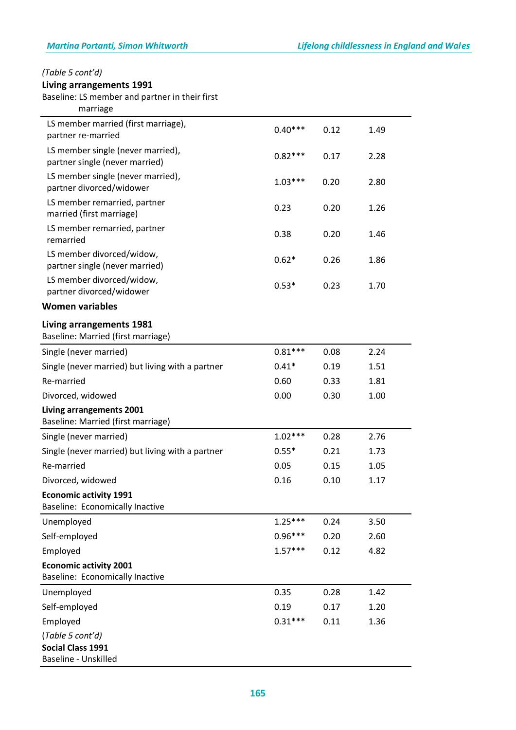*(Table 5 cont'd)*

| **Living arrangements 1991**<br>Baseline: LS member and partner in their first marriage | | | |
|---|---|---|---|
| LS member married (first marriage), partner re-married | 0.40*** | 0.12 | 1.49 |
| LS member single (never married), partner single (never married) | 0.82*** | 0.17 | 2.28 |
| LS member single (never married), partner divorced/widower | 1.03*** | 0.20 | 2.80 |
| LS member remarried, partner married (first marriage) | 0.23 | 0.20 | 1.26 |
| LS member remarried, partner remarried | 0.38 | 0.20 | 1.46 |
| LS member divorced/widow, partner single (never married) | 0.62* | 0.26 | 1.86 |
| LS member divorced/widow, partner divorced/widower | 0.53* | 0.23 | 1.70 |
| **Women variables** | | | |
| **Living arrangements 1981**<br>Baseline: Married (first marriage) | | | |
| Single (never married) | 0.81*** | 0.08 | 2.24 |
| Single (never married) but living with a partner | 0.41* | 0.19 | 1.51 |
| Re-married | 0.60 | 0.33 | 1.81 |
| Divorced, widowed | 0.00 | 0.30 | 1.00 |
| **Living arrangements 2001**<br>Baseline: Married (first marriage) | | | |
| Single (never married) | 1.02*** | 0.28 | 2.76 |
| Single (never married) but living with a partner | 0.55* | 0.21 | 1.73 |
| Re-married | 0.05 | 0.15 | 1.05 |
| Divorced, widowed | 0.16 | 0.10 | 1.17 |
| **Economic activity 1991**<br>Baseline: Economically Inactive | | | |
| Unemployed | 1.25*** | 0.24 | 3.50 |
| Self-employed | 0.96*** | 0.20 | 2.60 |
| Employed | 1.57*** | 0.12 | 4.82 |
| **Economic activity 2001**<br>Baseline: Economically Inactive | | | |
| Unemployed | 0.35 | 0.28 | 1.42 |
| Self-employed | 0.19 | 0.17 | 1.20 |
| Employed | 0.31*** | 0.11 | 1.36 |

*(Table 5 cont'd)*

| **Social Class 1991**<br>Baseline - Unskilled | | | |
|---|---|---|---|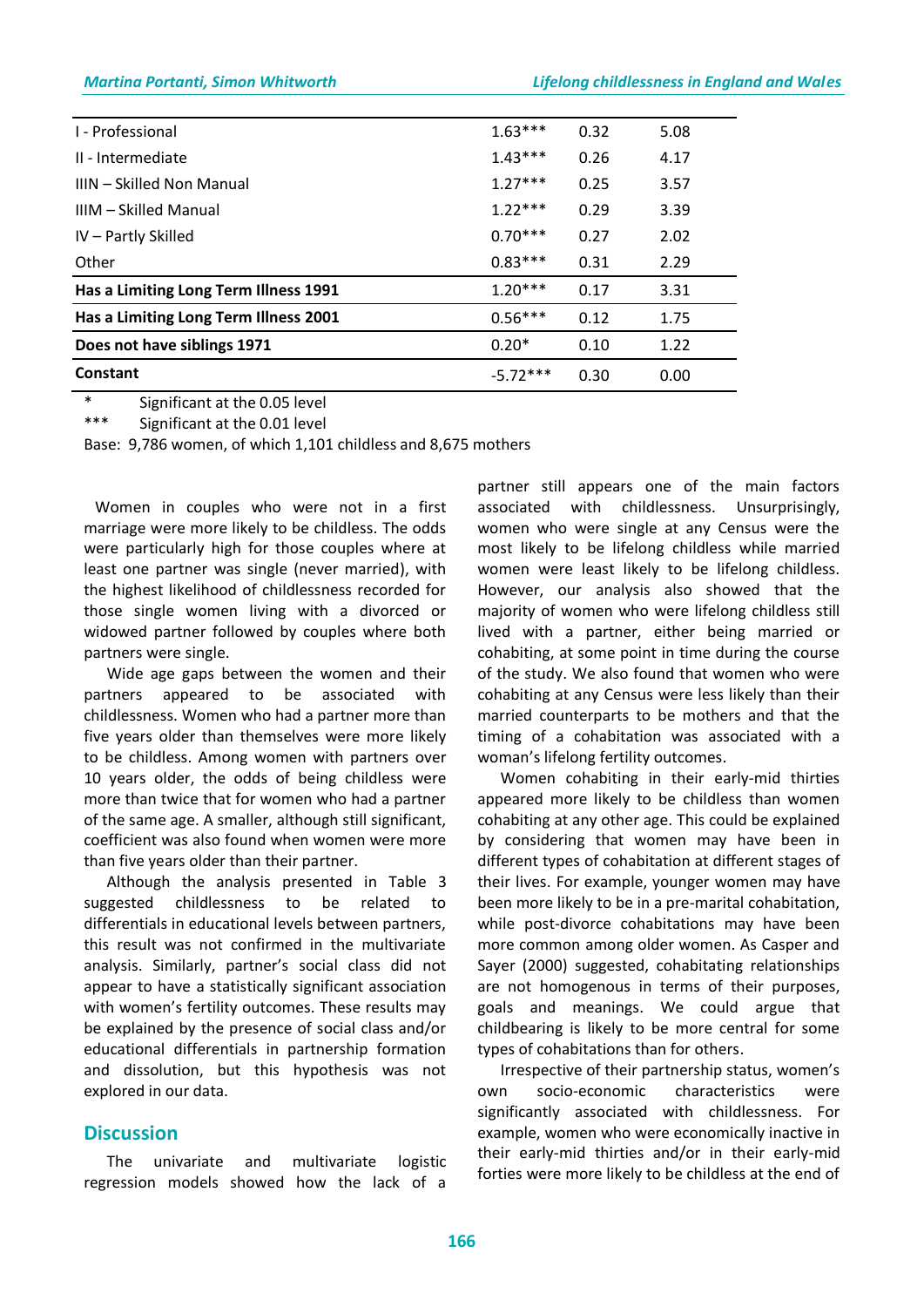| | | | |
|---|---|---|---|
| I - Professional | 1.63*** | 0.32 | 5.08 |
| II - Intermediate | 1.43*** | 0.26 | 4.17 |
| IIIN – Skilled Non Manual | 1.27*** | 0.25 | 3.57 |
| IIIM – Skilled Manual | 1.22*** | 0.29 | 3.39 |
| IV – Partly Skilled | 0.70*** | 0.27 | 2.02 |
| Other | 0.83*** | 0.31 | 2.29 |
| **Has a Limiting Long Term Illness 1991** | 1.20*** | 0.17 | 3.31 |
| **Has a Limiting Long Term Illness 2001** | 0.56*** | 0.12 | 1.75 |
| **Does not have siblings 1971** | 0.20* | 0.10 | 1.22 |
| **Constant** | -5.72*** | 0.30 | 0.00 |

\* Significant at the 0.05 level

\*\*\* Significant at the 0.01 level

Base: 9,786 women, of which 1,101 childless and 8,675 mothers

Women in couples who were not in a first marriage were more likely to be childless. The odds were particularly high for those couples where at least one partner was single (never married), with the highest likelihood of childlessness recorded for those single women living with a divorced or widowed partner followed by couples where both partners were single.

Wide age gaps between the women and their partners appeared to be associated with childlessness. Women who had a partner more than five years older than themselves were more likely to be childless. Among women with partners over 10 years older, the odds of being childless were more than twice that for women who had a partner of the same age. A smaller, although still significant, coefficient was also found when women were more than five years older than their partner.

Although the analysis presented in Table 3 suggested childlessness to be related to differentials in educational levels between partners, this result was not confirmed in the multivariate analysis. Similarly, partner's social class did not appear to have a statistically significant association with women's fertility outcomes. These results may be explained by the presence of social class and/or educational differentials in partnership formation and dissolution, but this hypothesis was not explored in our data.

## Discussion

The univariate and multivariate logistic regression models showed how the lack of a partner still appears one of the main factors associated with childlessness. Unsurprisingly, women who were single at any Census were the most likely to be lifelong childless while married women were least likely to be lifelong childless. However, our analysis also showed that the majority of women who were lifelong childless still lived with a partner, either being married or cohabiting, at some point in time during the course of the study. We also found that women who were cohabiting at any Census were less likely than their married counterparts to be mothers and that the timing of a cohabitation was associated with a woman's lifelong fertility outcomes.

Women cohabiting in their early-mid thirties appeared more likely to be childless than women cohabiting at any other age. This could be explained by considering that women may have been in different types of cohabitation at different stages of their lives. For example, younger women may have been more likely to be in a pre-marital cohabitation, while post-divorce cohabitations may have been more common among older women. As Casper and Sayer (2000) suggested, cohabitating relationships are not homogenous in terms of their purposes, goals and meanings. We could argue that childbearing is likely to be more central for some types of cohabitations than for others.

Irrespective of their partnership status, women's own socio-economic characteristics were significantly associated with childlessness. For example, women who were economically inactive in their early-mid thirties and/or in their early-mid forties were more likely to be childless at the end of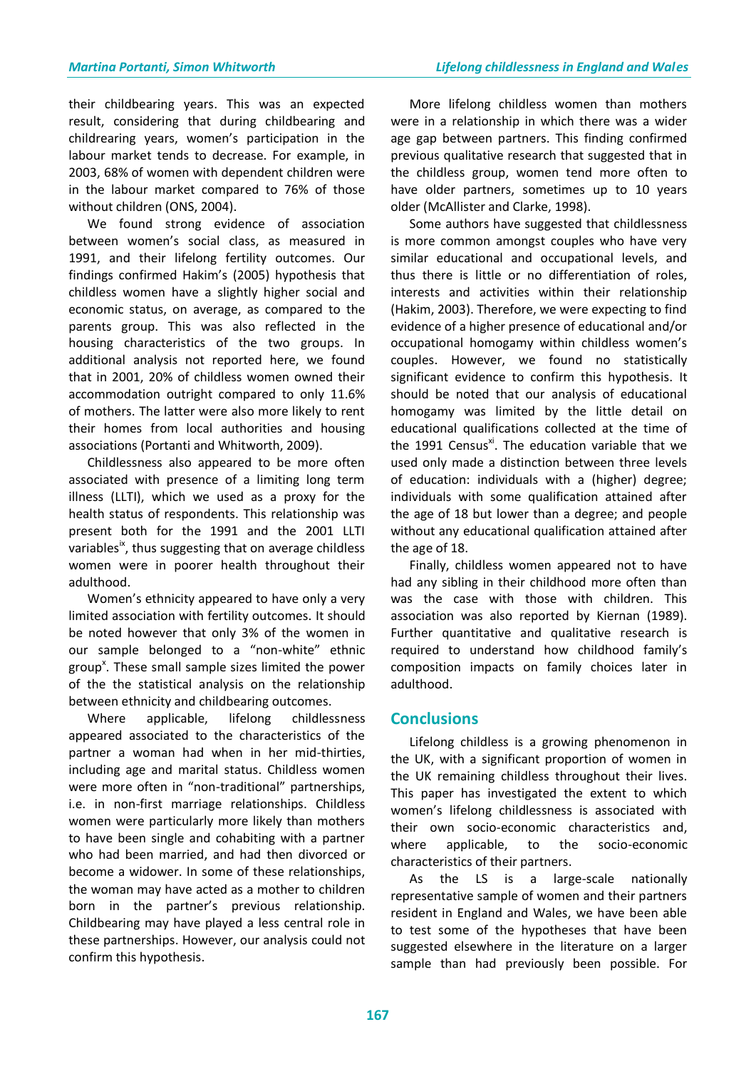their childbearing years. This was an expected result, considering that during childbearing and childrearing years, women's participation in the labour market tends to decrease. For example, in 2003, 68% of women with dependent children were in the labour market compared to 76% of those without children (ONS, 2004).

We found strong evidence of association between women's social class, as measured in 1991, and their lifelong fertility outcomes. Our findings confirmed Hakim's (2005) hypothesis that childless women have a slightly higher social and economic status, on average, as compared to the parents group. This was also reflected in the housing characteristics of the two groups. In additional analysis not reported here, we found that in 2001, 20% of childless women owned their accommodation outright compared to only 11.6% of mothers. The latter were also more likely to rent their homes from local authorities and housing associations (Portanti and Whitworth, 2009).

Childlessness also appeared to be more often associated with presence of a limiting long term illness (LLTI), which we used as a proxy for the health status of respondents. This relationship was present both for the 1991 and the 2001 LLTI variables[ix], thus suggesting that on average childless women were in poorer health throughout their adulthood.

Women's ethnicity appeared to have only a very limited association with fertility outcomes. It should be noted however that only 3% of the women in our sample belonged to a "non-white" ethnic group[x]. These small sample sizes limited the power of the the statistical analysis on the relationship between ethnicity and childbearing outcomes.

Where applicable, lifelong childlessness appeared associated to the characteristics of the partner a woman had when in her mid-thirties, including age and marital status. Childless women were more often in "non-traditional" partnerships, i.e. in non-first marriage relationships. Childless women were particularly more likely than mothers to have been single and cohabiting with a partner who had been married, and had then divorced or become a widower. In some of these relationships, the woman may have acted as a mother to children born in the partner's previous relationship. Childbearing may have played a less central role in these partnerships. However, our analysis could not confirm this hypothesis.

More lifelong childless women than mothers were in a relationship in which there was a wider age gap between partners. This finding confirmed previous qualitative research that suggested that in the childless group, women tend more often to have older partners, sometimes up to 10 years older (McAllister and Clarke, 1998).

Some authors have suggested that childlessness is more common amongst couples who have very similar educational and occupational levels, and thus there is little or no differentiation of roles, interests and activities within their relationship (Hakim, 2003). Therefore, we were expecting to find evidence of a higher presence of educational and/or occupational homogamy within childless women's couples. However, we found no statistically significant evidence to confirm this hypothesis. It should be noted that our analysis of educational homogamy was limited by the little detail on educational qualifications collected at the time of the 1991 Census[xi]. The education variable that we used only made a distinction between three levels of education: individuals with a (higher) degree; individuals with some qualification attained after the age of 18 but lower than a degree; and people without any educational qualification attained after the age of 18.

Finally, childless women appeared not to have had any sibling in their childhood more often than was the case with those with children. This association was also reported by Kiernan (1989). Further quantitative and qualitative research is required to understand how childhood family's composition impacts on family choices later in adulthood.

## Conclusions

Lifelong childless is a growing phenomenon in the UK, with a significant proportion of women in the UK remaining childless throughout their lives. This paper has investigated the extent to which women's lifelong childlessness is associated with their own socio-economic characteristics and, where applicable, to the socio-economic characteristics of their partners.

As the LS is a large-scale nationally representative sample of women and their partners resident in England and Wales, we have been able to test some of the hypotheses that have been suggested elsewhere in the literature on a larger sample than had previously been possible. For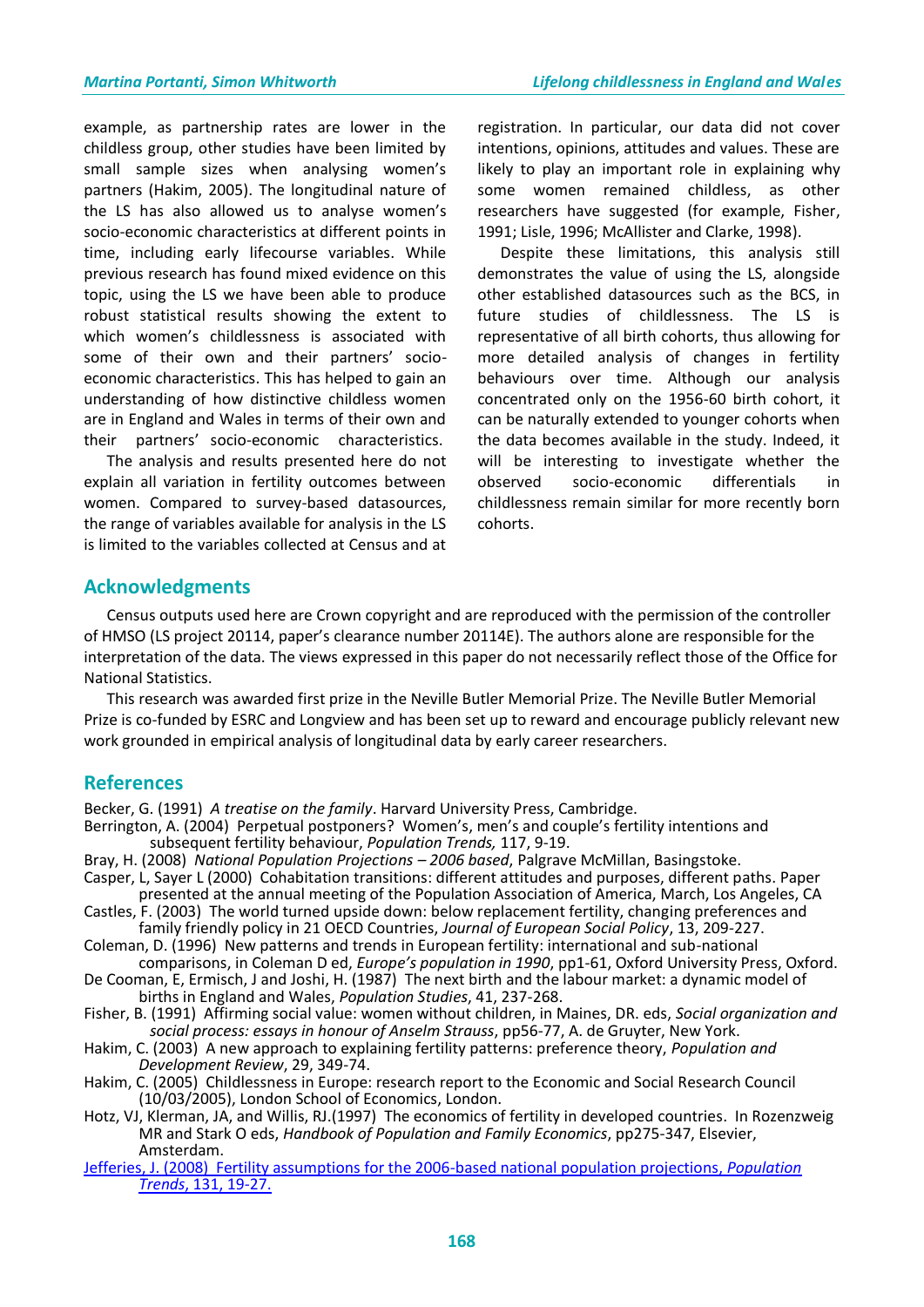example, as partnership rates are lower in the childless group, other studies have been limited by small sample sizes when analysing women's partners (Hakim, 2005). The longitudinal nature of the LS has also allowed us to analyse women's socio-economic characteristics at different points in time, including early lifecourse variables. While previous research has found mixed evidence on this topic, using the LS we have been able to produce robust statistical results showing the extent to which women's childlessness is associated with some of their own and their partners' socio-economic characteristics. This has helped to gain an understanding of how distinctive childless women are in England and Wales in terms of their own and their partners' socio-economic characteristics.

The analysis and results presented here do not explain all variation in fertility outcomes between women. Compared to survey-based datasources, the range of variables available for analysis in the LS is limited to the variables collected at Census and at registration. In particular, our data did not cover intentions, opinions, attitudes and values. These are likely to play an important role in explaining why some women remained childless, as other researchers have suggested (for example, Fisher, 1991; Lisle, 1996; McAllister and Clarke, 1998).

Despite these limitations, this analysis still demonstrates the value of using the LS, alongside other established datasources such as the BCS, in future studies of childlessness. The LS is representative of all birth cohorts, thus allowing for more detailed analysis of changes in fertility behaviours over time. Although our analysis concentrated only on the 1956-60 birth cohort, it can be naturally extended to younger cohorts when the data becomes available in the study. Indeed, it will be interesting to investigate whether the observed socio-economic differentials in childlessness remain similar for more recently born cohorts.

## Acknowledgments

Census outputs used here are Crown copyright and are reproduced with the permission of the controller of HMSO (LS project 20114, paper's clearance number 20114E). The authors alone are responsible for the interpretation of the data. The views expressed in this paper do not necessarily reflect those of the Office for National Statistics.

This research was awarded first prize in the Neville Butler Memorial Prize. The Neville Butler Memorial Prize is co-funded by ESRC and Longview and has been set up to reward and encourage publicly relevant new work grounded in empirical analysis of longitudinal data by early career researchers.

## References

Becker, G. (1991) *A treatise on the family*. Harvard University Press, Cambridge.

Berrington, A. (2004) Perpetual postponers? Women's, men's and couple's fertility intentions and subsequent fertility behaviour, *Population Trends,* 117, 9-19.

Bray, H. (2008) *National Population Projections – 2006 based*, Palgrave McMillan, Basingstoke.

Casper, L, Sayer L (2000) Cohabitation transitions: different attitudes and purposes, different paths. Paper presented at the annual meeting of the Population Association of America, March, Los Angeles, CA

Castles, F. (2003) The world turned upside down: below replacement fertility, changing preferences and family friendly policy in 21 OECD Countries, *Journal of European Social Policy*, 13, 209-227.

Coleman, D. (1996) New patterns and trends in European fertility: international and sub-national comparisons, in Coleman D ed, *Europe's population in 1990*, pp1-61, Oxford University Press, Oxford.

De Cooman, E, Ermisch, J and Joshi, H. (1987) The next birth and the labour market: a dynamic model of births in England and Wales, *Population Studies*, 41, 237-268.

Fisher, B. (1991) Affirming social value: women without children, in Maines, DR. eds, *Social organization and social process: essays in honour of Anselm Strauss*, pp56-77, A. de Gruyter, New York.

Hakim, C. (2003) A new approach to explaining fertility patterns: preference theory, *Population and Development Review*, 29, 349-74.

Hakim, C. (2005) Childlessness in Europe: research report to the Economic and Social Research Council (10/03/2005), London School of Economics, London.

Hotz, VJ, Klerman, JA, and Willis, RJ.(1997) The economics of fertility in developed countries. In Rozenzweig MR and Stark O eds, *Handbook of Population and Family Economics*, pp275-347, Elsevier, Amsterdam.

Jefferies, J. (2008) Fertility assumptions for the 2006-based national population projections, *Population Trends*, 131, 19-27.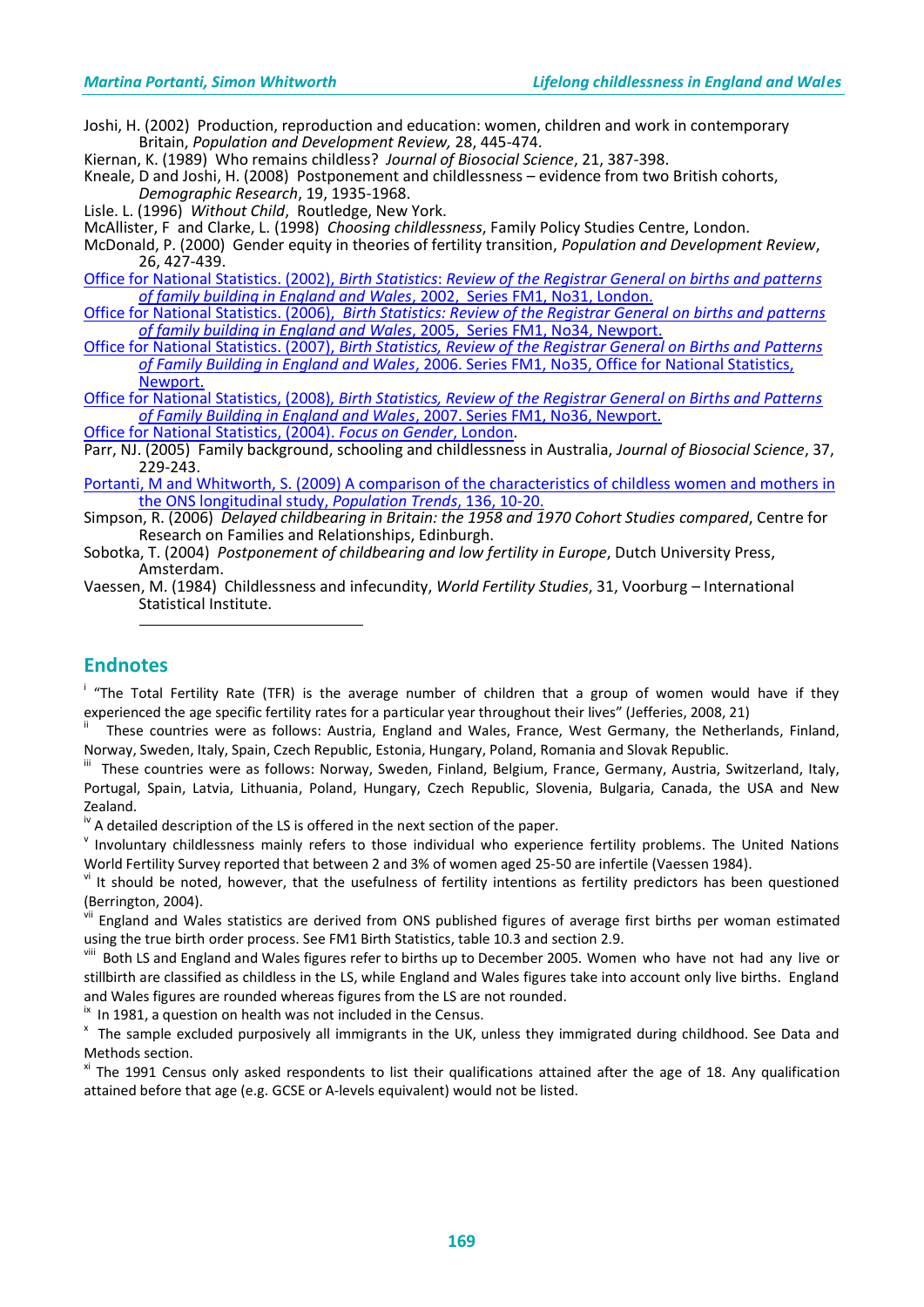Joshi, H. (2002) Production, reproduction and education: women, children and work in contemporary Britain, *Population and Development Review,* 28, 445-474.

Kiernan, K. (1989) Who remains childless? *Journal of Biosocial Science*, 21, 387-398.

Kneale, D and Joshi, H. (2008) Postponement and childlessness – evidence from two British cohorts, *Demographic Research*, 19, 1935-1968.

Lisle. L. (1996) *Without Child*, Routledge, New York.

McAllister, F and Clarke, L. (1998) *Choosing childlessness*, Family Policy Studies Centre, London.

McDonald, P. (2000) Gender equity in theories of fertility transition, *Population and Development Review*, 26, 427-439.

Office for National Statistics. (2002), *Birth Statistics: Review of the Registrar General on births and patterns of family building in England and Wales*, 2002, Series FM1, No31, London.

Office for National Statistics. (2006), *Birth Statistics: Review of the Registrar General on births and patterns of family building in England and Wales*, 2005, Series FM1, No34, Newport.

Office for National Statistics. (2007), *Birth Statistics, Review of the Registrar General on Births and Patterns of Family Building in England and Wales*, 2006. Series FM1, No35, Office for National Statistics, Newport.

Office for National Statistics, (2008), *Birth Statistics, Review of the Registrar General on Births and Patterns of Family Building in England and Wales*, 2007. Series FM1, No36, Newport.

Office for National Statistics, (2004). *Focus on Gender*, London.

Parr, NJ. (2005) Family background, schooling and childlessness in Australia, *Journal of Biosocial Science*, 37, 229-243.

Portanti, M and Whitworth, S. (2009) A comparison of the characteristics of childless women and mothers in the ONS longitudinal study, *Population Trends*, 136, 10-20.

Simpson, R. (2006) *Delayed childbearing in Britain: the 1958 and 1970 Cohort Studies compared*, Centre for Research on Families and Relationships, Edinburgh.

Sobotka, T. (2004) *Postponement of childbearing and low fertility in Europe*, Dutch University Press, Amsterdam.

Vaessen, M. (1984) Childlessness and infecundity, *World Fertility Studies*, 31, Voorburg – International Statistical Institute.

## Endnotes

[i] "The Total Fertility Rate (TFR) is the average number of children that a group of women would have if they experienced the age specific fertility rates for a particular year throughout their lives" (Jefferies, 2008, 21)

[ii] These countries were as follows: Austria, England and Wales, France, West Germany, the Netherlands, Finland, Norway, Sweden, Italy, Spain, Czech Republic, Estonia, Hungary, Poland, Romania and Slovak Republic.

[iii] These countries were as follows: Norway, Sweden, Finland, Belgium, France, Germany, Austria, Switzerland, Italy, Portugal, Spain, Latvia, Lithuania, Poland, Hungary, Czech Republic, Slovenia, Bulgaria, Canada, the USA and New Zealand.

[iv] A detailed description of the LS is offered in the next section of the paper.

[v] Involuntary childlessness mainly refers to those individual who experience fertility problems. The United Nations World Fertility Survey reported that between 2 and 3% of women aged 25-50 are infertile (Vaessen 1984).

[vi] It should be noted, however, that the usefulness of fertility intentions as fertility predictors has been questioned (Berrington, 2004).

[vii] England and Wales statistics are derived from ONS published figures of average first births per woman estimated using the true birth order process. See FM1 Birth Statistics, table 10.3 and section 2.9.

[viii] Both LS and England and Wales figures refer to births up to December 2005. Women who have not had any live or stillbirth are classified as childless in the LS, while England and Wales figures take into account only live births. England and Wales figures are rounded whereas figures from the LS are not rounded.

[ix] In 1981, a question on health was not included in the Census.

[x] The sample excluded purposively all immigrants in the UK, unless they immigrated during childhood. See Data and Methods section.

[xi] The 1991 Census only asked respondents to list their qualifications attained after the age of 18. Any qualification attained before that age (e.g. GCSE or A-levels equivalent) would not be listed.